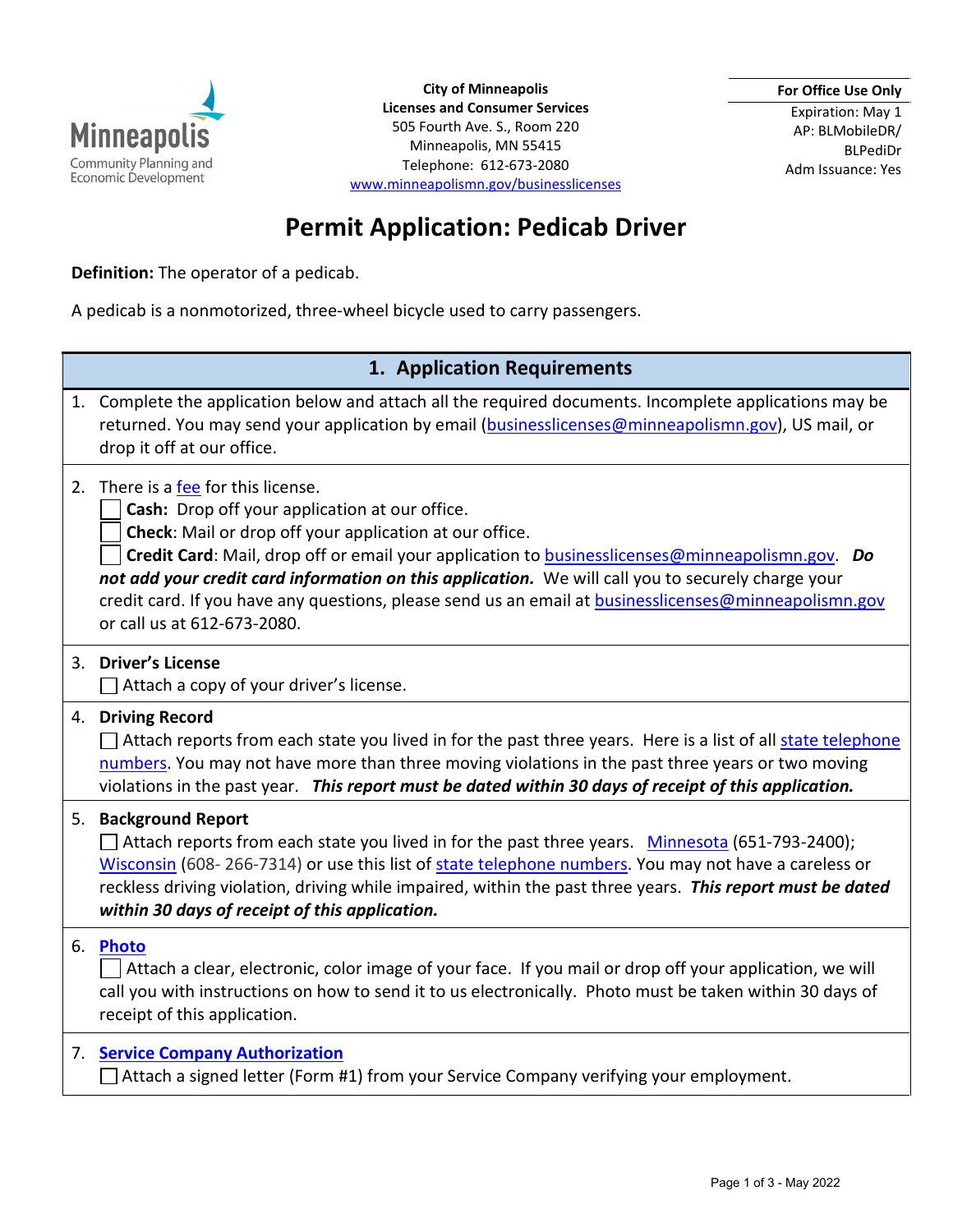Minneapolis
Community Planning and Economic Development

**City of Minneapolis**
**Licenses and Consumer Services**
505 Fourth Ave. S., Room 220
Minneapolis, MN 55415
Telephone: 612-673-2080
www.minneapolismn.gov/businesslicenses

| For Office Use Only |
| --- |
| Expiration: May 1 |
| AP: BLMobileDR/ BLPediDr |
| Adm Issuance: Yes |

# Permit Application: Pedicab Driver

**Definition:** The operator of a pedicab.

A pedicab is a nonmotorized, three-wheel bicycle used to carry passengers.

## 1. Application Requirements

1. Complete the application below and attach all the required documents. Incomplete applications may be returned. You may send your application by email (businesslicenses@minneapolismn.gov), US mail, or drop it off at our office.

2. There is a fee for this license.
   - ☐ **Cash:** Drop off your application at our office.
   - ☐ **Check**: Mail or drop off your application at our office.
   - ☐ **Credit Card**: Mail, drop off or email your application to businesslicenses@minneapolismn.gov. ***Do not add your credit card information on this application.*** We will call you to securely charge your credit card. If you have any questions, please send us an email at businesslicenses@minneapolismn.gov or call us at 612-673-2080.

3. **Driver's License**
   ☐ Attach a copy of your driver's license.

4. **Driving Record**
   ☐ Attach reports from each state you lived in for the past three years. Here is a list of all state telephone numbers. You may not have more than three moving violations in the past three years or two moving violations in the past year. ***This report must be dated within 30 days of receipt of this application.***

5. **Background Report**
   ☐ Attach reports from each state you lived in for the past three years. Minnesota (651-793-2400); Wisconsin (608- 266-7314) or use this list of state telephone numbers. You may not have a careless or reckless driving violation, driving while impaired, within the past three years. ***This report must be dated within 30 days of receipt of this application.***

6. **Photo**
   ☐ Attach a clear, electronic, color image of your face. If you mail or drop off your application, we will call you with instructions on how to send it to us electronically. Photo must be taken within 30 days of receipt of this application.

7. **Service Company Authorization**
   ☐ Attach a signed letter (Form #1) from your Service Company verifying your employment.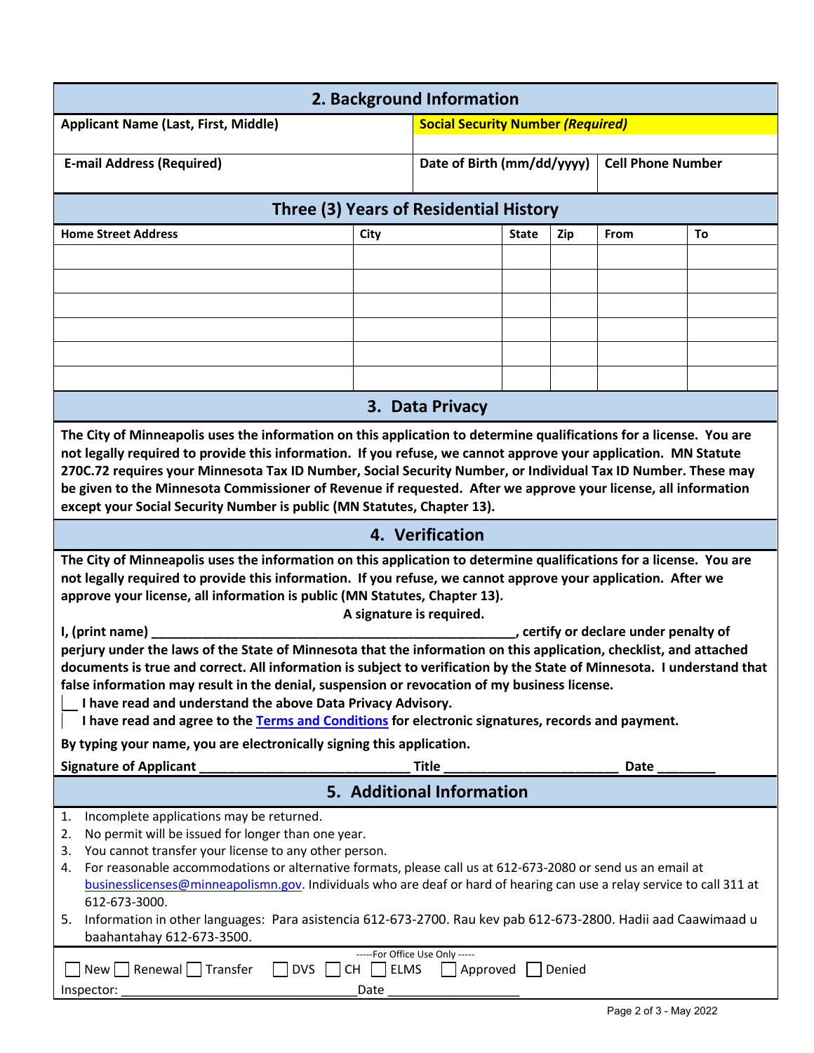## 2. Background Information

| Applicant Name (Last, First, Middle) | Social Security Number *(Required)* | |
|---|---|---|
| | | |
| **E-mail Address (Required)** | **Date of Birth (mm/dd/yyyy)** | **Cell Phone Number** |
| | | |

### Three (3) Years of Residential History

| Home Street Address | City | State | Zip | From | To |
|---|---|---|---|---|---|
| | | | | | |
| | | | | | |
| | | | | | |
| | | | | | |
| | | | | | |
| | | | | | |

## 3. Data Privacy

**The City of Minneapolis uses the information on this application to determine qualifications for a license. You are not legally required to provide this information. If you refuse, we cannot approve your application. MN Statute 270C.72 requires your Minnesota Tax ID Number, Social Security Number, or Individual Tax ID Number. These may be given to the Minnesota Commissioner of Revenue if requested. After we approve your license, all information except your Social Security Number is public (MN Statutes, Chapter 13).**

## 4. Verification

**The City of Minneapolis uses the information on this application to determine qualifications for a license. You are not legally required to provide this information. If you refuse, we cannot approve your application. After we approve your license, all information is public (MN Statutes, Chapter 13).**

**A signature is required.**

**I, (print name) ________________________________________________, certify or declare under penalty of perjury under the laws of the State of Minnesota that the information on this application, checklist, and attached documents is true and correct. All information is subject to verification by the State of Minnesota. I understand that false information may result in the denial, suspension or revocation of my business license.**

- [ ] **I have read and understand the above Data Privacy Advisory.**
- [ ] **I have read and agree to the Terms and Conditions for electronic signatures, records and payment.**

**By typing your name, you are electronically signing this application.**

**Signature of Applicant ____________________________ Title ______________________ Date ________**

## 5. Additional Information

1. Incomplete applications may be returned.
2. No permit will be issued for longer than one year.
3. You cannot transfer your license to any other person.
4. For reasonable accommodations or alternative formats, please call us at 612-673-2080 or send us an email at businesslicenses@minneapolismn.gov. Individuals who are deaf or hard of hearing can use a relay service to call 311 at 612-673-3000.
5. Information in other languages: Para asistencia 612-673-2700. Rau kev pab 612-673-2800. Hadii aad Caawimaad u baahantahay 612-673-3500.

-----For Office Use Only -----

☐ New ☐ Renewal ☐ Transfer ☐ DVS ☐ CH ☐ ELMS ☐ Approved ☐ Denied

Inspector: ________________________________ Date ___________________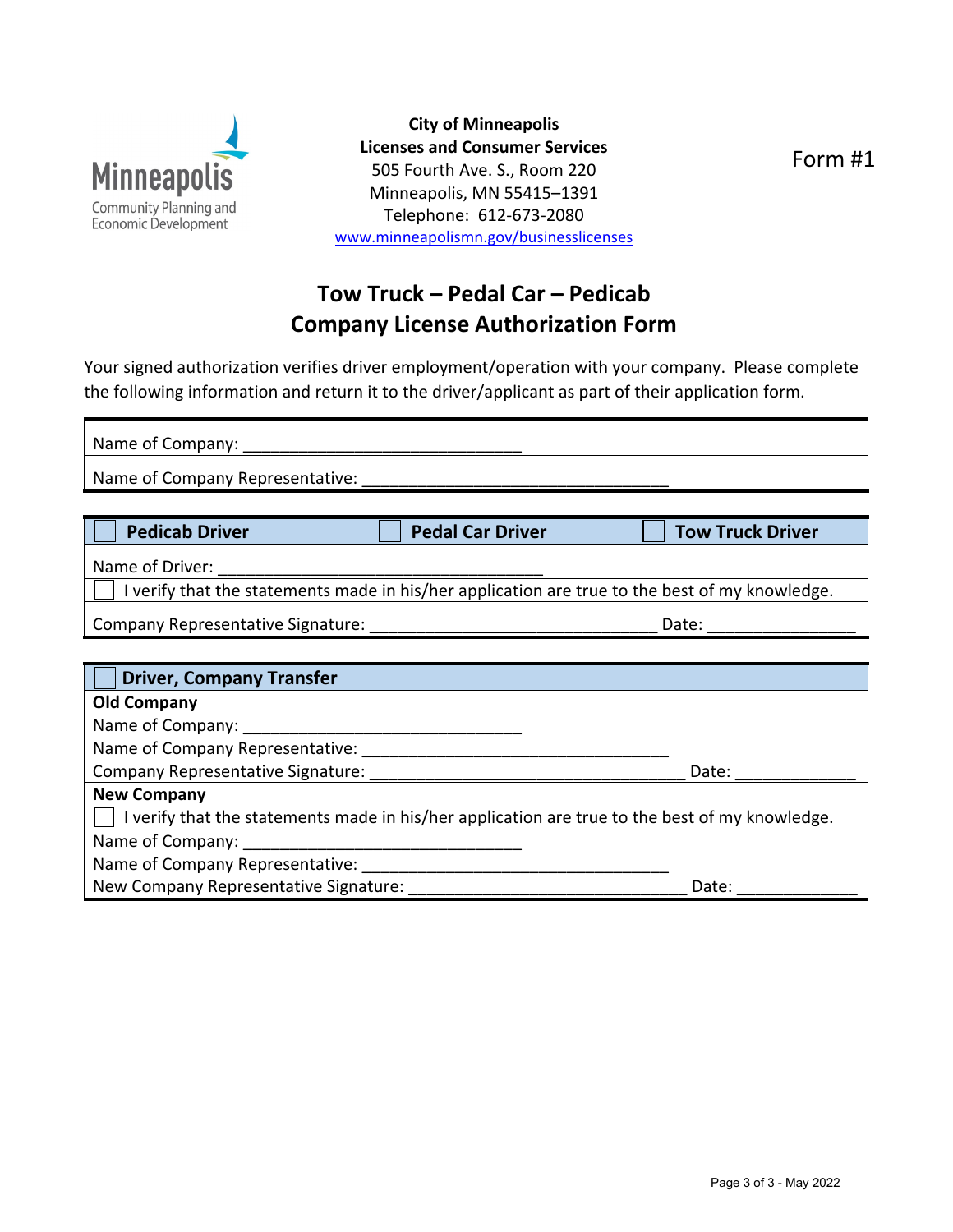City of Minneapolis
Licenses and Consumer Services
505 Fourth Ave. S., Room 220
Minneapolis, MN 55415–1391
Telephone: 612-673-2080
www.minneapolismn.gov/businesslicenses

Form #1

# Tow Truck – Pedal Car – Pedicab
# Company License Authorization Form

Your signed authorization verifies driver employment/operation with your company. Please complete the following information and return it to the driver/applicant as part of their application form.

Name of Company: ______________________________

Name of Company Representative: _________________________________

☐ **Pedicab Driver** ☐ **Pedal Car Driver** ☐ **Tow Truck Driver**

Name of Driver: ___________________________________

☐ I verify that the statements made in his/her application are true to the best of my knowledge.

Company Representative Signature: _______________________________ Date: ________________

☐ **Driver, Company Transfer**

**Old Company**

Name of Company: ______________________________

Name of Company Representative: _________________________________

Company Representative Signature: __________________________________ Date: _____________

**New Company**

☐ I verify that the statements made in his/her application are true to the best of my knowledge.

Name of Company: ______________________________

Name of Company Representative: _________________________________

New Company Representative Signature: ______________________________ Date: _____________